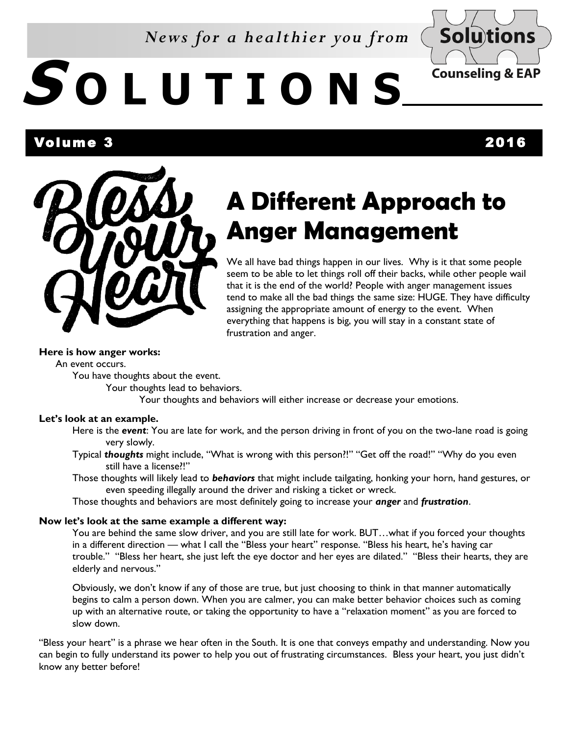*News for a healthier you from*

# SOLUTIONS

Solutions Counseling & EAP

**Volume 3** **2016**

## A Different Approach to Anger Management

We all have bad things happen in our lives. Why is it that some people seem to be able to let things roll off their backs, while other people wail that it is the end of the world? People with anger management issues tend to make all the bad things the same size: HUGE. They have difficulty assigning the appropriate amount of energy to the event. When everything that happens is big, you will stay in a constant state of frustration and anger.

**Here is how anger works:**

An event occurs.

You have thoughts about the event.

Your thoughts lead to behaviors.

Your thoughts and behaviors will either increase or decrease your emotions.

**Let's look at an example.**

Here is the ***event***: You are late for work, and the person driving in front of you on the two-lane road is going very slowly.

Typical ***thoughts*** might include, "What is wrong with this person?!" "Get off the road!" "Why do you even still have a license?!"

Those thoughts will likely lead to ***behaviors*** that might include tailgating, honking your horn, hand gestures, or even speeding illegally around the driver and risking a ticket or wreck.

Those thoughts and behaviors are most definitely going to increase your ***anger*** and ***frustration***.

**Now let's look at the same example a different way:**

You are behind the same slow driver, and you are still late for work. BUT…what if you forced your thoughts in a different direction — what I call the "Bless your heart" response. "Bless his heart, he's having car trouble." "Bless her heart, she just left the eye doctor and her eyes are dilated." "Bless their hearts, they are elderly and nervous."

Obviously, we don't know if any of those are true, but just choosing to think in that manner automatically begins to calm a person down. When you are calmer, you can make better behavior choices such as coming up with an alternative route, or taking the opportunity to have a "relaxation moment" as you are forced to slow down.

"Bless your heart" is a phrase we hear often in the South. It is one that conveys empathy and understanding. Now you can begin to fully understand its power to help you out of frustrating circumstances. Bless your heart, you just didn't know any better before!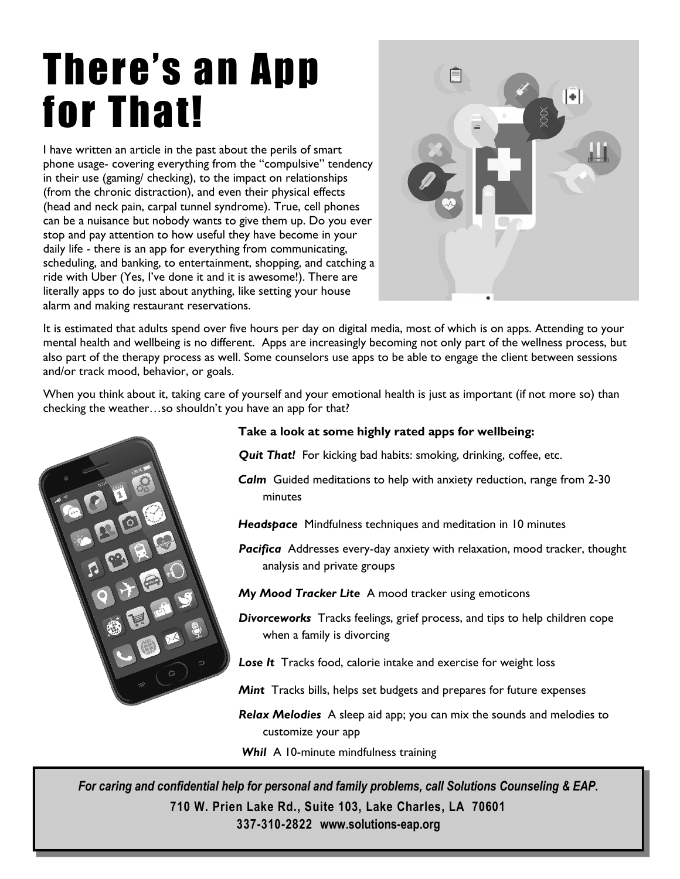# There's an App for That!

I have written an article in the past about the perils of smart phone usage- covering everything from the "compulsive" tendency in their use (gaming/ checking), to the impact on relationships (from the chronic distraction), and even their physical effects (head and neck pain, carpal tunnel syndrome). True, cell phones can be a nuisance but nobody wants to give them up. Do you ever stop and pay attention to how useful they have become in your daily life - there is an app for everything from communicating, scheduling, and banking, to entertainment, shopping, and catching a ride with Uber (Yes, I've done it and it is awesome!). There are literally apps to do just about anything, like setting your house alarm and making restaurant reservations.

It is estimated that adults spend over five hours per day on digital media, most of which is on apps. Attending to your mental health and wellbeing is no different. Apps are increasingly becoming not only part of the wellness process, but also part of the therapy process as well. Some counselors use apps to be able to engage the client between sessions and/or track mood, behavior, or goals.

When you think about it, taking care of yourself and your emotional health is just as important (if not more so) than checking the weather…so shouldn't you have an app for that?

**Take a look at some highly rated apps for wellbeing:**

***Quit That!*** For kicking bad habits: smoking, drinking, coffee, etc.

***Calm*** Guided meditations to help with anxiety reduction, range from 2-30 minutes

***Headspace*** Mindfulness techniques and meditation in 10 minutes

***Pacifica*** Addresses every-day anxiety with relaxation, mood tracker, thought analysis and private groups

***My Mood Tracker Lite*** A mood tracker using emoticons

***Divorceworks*** Tracks feelings, grief process, and tips to help children cope when a family is divorcing

***Lose It*** Tracks food, calorie intake and exercise for weight loss

***Mint*** Tracks bills, helps set budgets and prepares for future expenses

***Relax Melodies*** A sleep aid app; you can mix the sounds and melodies to customize your app

***Whil*** A 10-minute mindfulness training

***For caring and confidential help for personal and family problems, call Solutions Counseling & EAP.***

**710 W. Prien Lake Rd., Suite 103, Lake Charles, LA 70601**

**337-310-2822 www.solutions-eap.org**